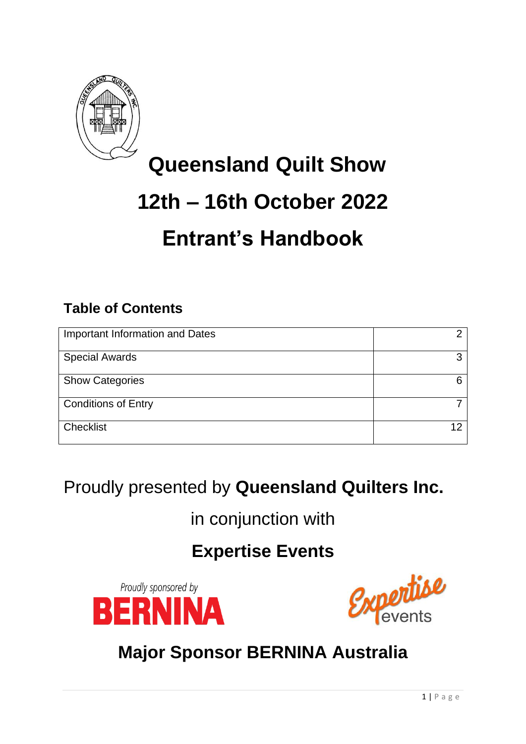# Queensland Quilt Show

# 12th – 16th October 2022

# Entrant's Handbook

## Table of Contents

| Important Information and Dates | 2 |
|---|---|
| Special Awards | 3 |
| Show Categories | 6 |
| Conditions of Entry | 7 |
| Checklist | 12 |

Proudly presented by **Queensland Quilters Inc.**

in conjunction with

**Expertise Events**

Proudly sponsored by BERNINA

Expertise events

**Major Sponsor BERNINA Australia**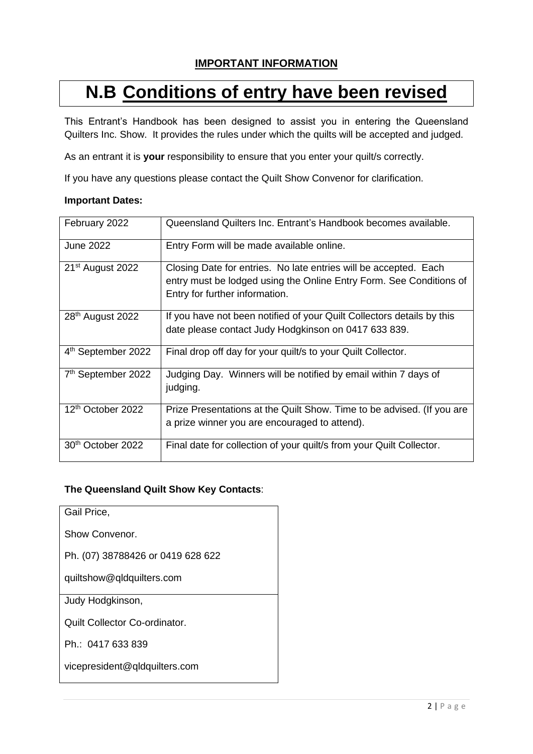## IMPORTANT INFORMATION

# N.B Conditions of entry have been revised

This Entrant's Handbook has been designed to assist you in entering the Queensland Quilters Inc. Show. It provides the rules under which the quilts will be accepted and judged.

As an entrant it is **your** responsibility to ensure that you enter your quilt/s correctly.

If you have any questions please contact the Quilt Show Convenor for clarification.

**Important Dates:**

| | |
|---|---|
| February 2022 | Queensland Quilters Inc. Entrant's Handbook becomes available. |
| June 2022 | Entry Form will be made available online. |
| 21st August 2022 | Closing Date for entries. No late entries will be accepted. Each entry must be lodged using the Online Entry Form. See Conditions of Entry for further information. |
| 28th August 2022 | If you have not been notified of your Quilt Collectors details by this date please contact Judy Hodgkinson on 0417 633 839. |
| 4th September 2022 | Final drop off day for your quilt/s to your Quilt Collector. |
| 7th September 2022 | Judging Day. Winners will be notified by email within 7 days of judging. |
| 12th October 2022 | Prize Presentations at the Quilt Show. Time to be advised. (If you are a prize winner you are encouraged to attend). |
| 30th October 2022 | Final date for collection of your quilt/s from your Quilt Collector. |

**The Queensland Quilt Show Key Contacts**:

| |
|---|
| Gail Price,<br>Show Convenor.<br>Ph. (07) 38788426 or 0419 628 622<br>quiltshow@qldquilters.com |
| Judy Hodgkinson,<br>Quilt Collector Co-ordinator.<br>Ph.: 0417 633 839<br>vicepresident@qldquilters.com |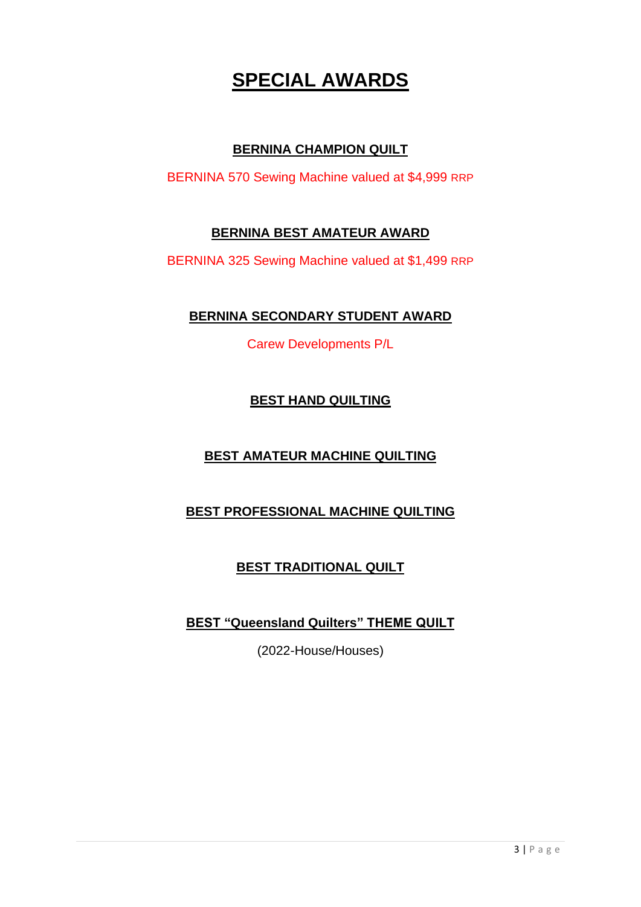# SPECIAL AWARDS

## BERNINA CHAMPION QUILT

BERNINA 570 Sewing Machine valued at $4,999 RRP

## BERNINA BEST AMATEUR AWARD

BERNINA 325 Sewing Machine valued at $1,499 RRP

## BERNINA SECONDARY STUDENT AWARD

Carew Developments P/L

## BEST HAND QUILTING

## BEST AMATEUR MACHINE QUILTING

## BEST PROFESSIONAL MACHINE QUILTING

## BEST TRADITIONAL QUILT

## BEST "Queensland Quilters" THEME QUILT

(2022-House/Houses)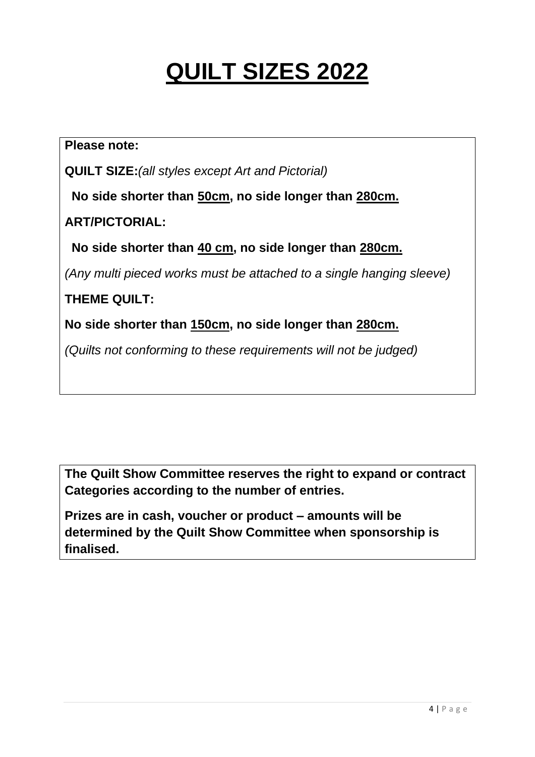# QUILT SIZES 2022

**Please note:**

**QUILT SIZE:** *(all styles except Art and Pictorial)*

**No side shorter than 50cm, no side longer than 280cm.**

**ART/PICTORIAL:**

**No side shorter than 40 cm, no side longer than 280cm.**

*(Any multi pieced works must be attached to a single hanging sleeve)*

**THEME QUILT:**

**No side shorter than 150cm, no side longer than 280cm.**

*(Quilts not conforming to these requirements will not be judged)*

**The Quilt Show Committee reserves the right to expand or contract Categories according to the number of entries.**

**Prizes are in cash, voucher or product – amounts will be determined by the Quilt Show Committee when sponsorship is finalised.**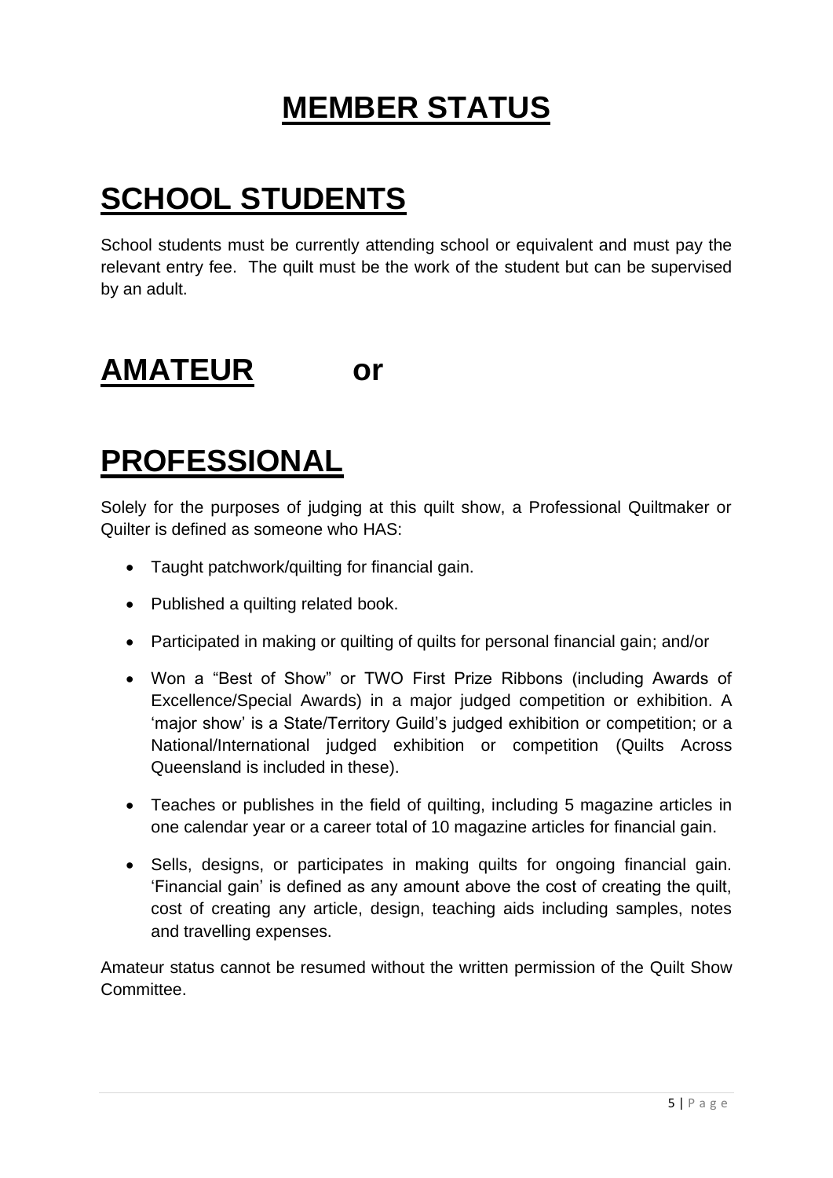# MEMBER STATUS

## SCHOOL STUDENTS

School students must be currently attending school or equivalent and must pay the relevant entry fee. The quilt must be the work of the student but can be supervised by an adult.

## AMATEUR or

## PROFESSIONAL

Solely for the purposes of judging at this quilt show, a Professional Quiltmaker or Quilter is defined as someone who HAS:

- Taught patchwork/quilting for financial gain.
- Published a quilting related book.
- Participated in making or quilting of quilts for personal financial gain; and/or
- Won a "Best of Show" or TWO First Prize Ribbons (including Awards of Excellence/Special Awards) in a major judged competition or exhibition. A 'major show' is a State/Territory Guild's judged exhibition or competition; or a National/International judged exhibition or competition (Quilts Across Queensland is included in these).
- Teaches or publishes in the field of quilting, including 5 magazine articles in one calendar year or a career total of 10 magazine articles for financial gain.
- Sells, designs, or participates in making quilts for ongoing financial gain. 'Financial gain' is defined as any amount above the cost of creating the quilt, cost of creating any article, design, teaching aids including samples, notes and travelling expenses.

Amateur status cannot be resumed without the written permission of the Quilt Show Committee.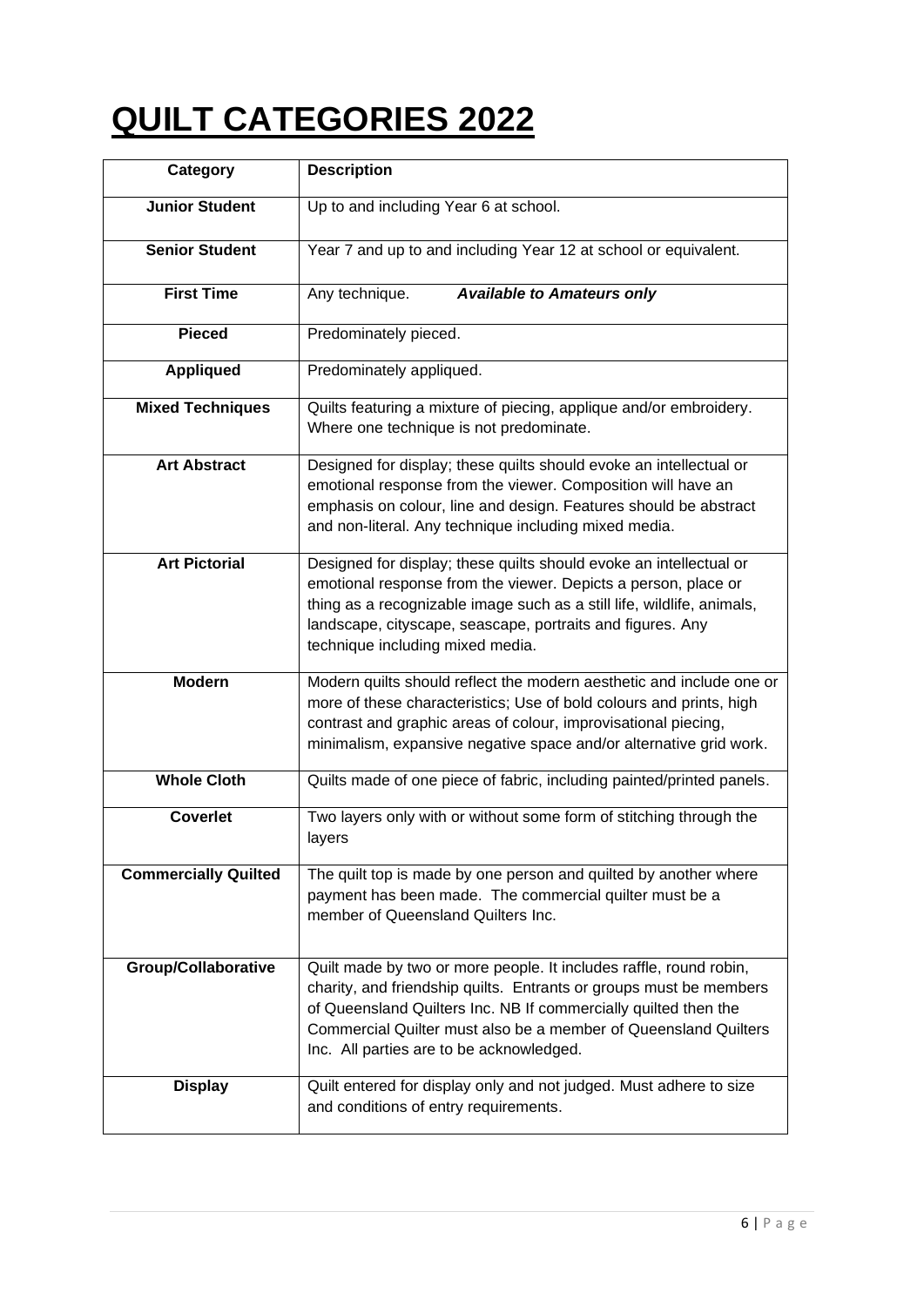# QUILT CATEGORIES 2022

| Category | Description |
|---|---|
| **Junior Student** | Up to and including Year 6 at school. |
| **Senior Student** | Year 7 and up to and including Year 12 at school or equivalent. |
| **First Time** | Any technique. ***Available to Amateurs only*** |
| **Pieced** | Predominately pieced. |
| **Appliqued** | Predominately appliqued. |
| **Mixed Techniques** | Quilts featuring a mixture of piecing, applique and/or embroidery. Where one technique is not predominate. |
| **Art Abstract** | Designed for display; these quilts should evoke an intellectual or emotional response from the viewer. Composition will have an emphasis on colour, line and design. Features should be abstract and non-literal. Any technique including mixed media. |
| **Art Pictorial** | Designed for display; these quilts should evoke an intellectual or emotional response from the viewer. Depicts a person, place or thing as a recognizable image such as a still life, wildlife, animals, landscape, cityscape, seascape, portraits and figures. Any technique including mixed media. |
| **Modern** | Modern quilts should reflect the modern aesthetic and include one or more of these characteristics; Use of bold colours and prints, high contrast and graphic areas of colour, improvisational piecing, minimalism, expansive negative space and/or alternative grid work. |
| **Whole Cloth** | Quilts made of one piece of fabric, including painted/printed panels. |
| **Coverlet** | Two layers only with or without some form of stitching through the layers |
| **Commercially Quilted** | The quilt top is made by one person and quilted by another where payment has been made. The commercial quilter must be a member of Queensland Quilters Inc. |
| **Group/Collaborative** | Quilt made by two or more people. It includes raffle, round robin, charity, and friendship quilts. Entrants or groups must be members of Queensland Quilters Inc. NB If commercially quilted then the Commercial Quilter must also be a member of Queensland Quilters Inc. All parties are to be acknowledged. |
| **Display** | Quilt entered for display only and not judged. Must adhere to size and conditions of entry requirements. |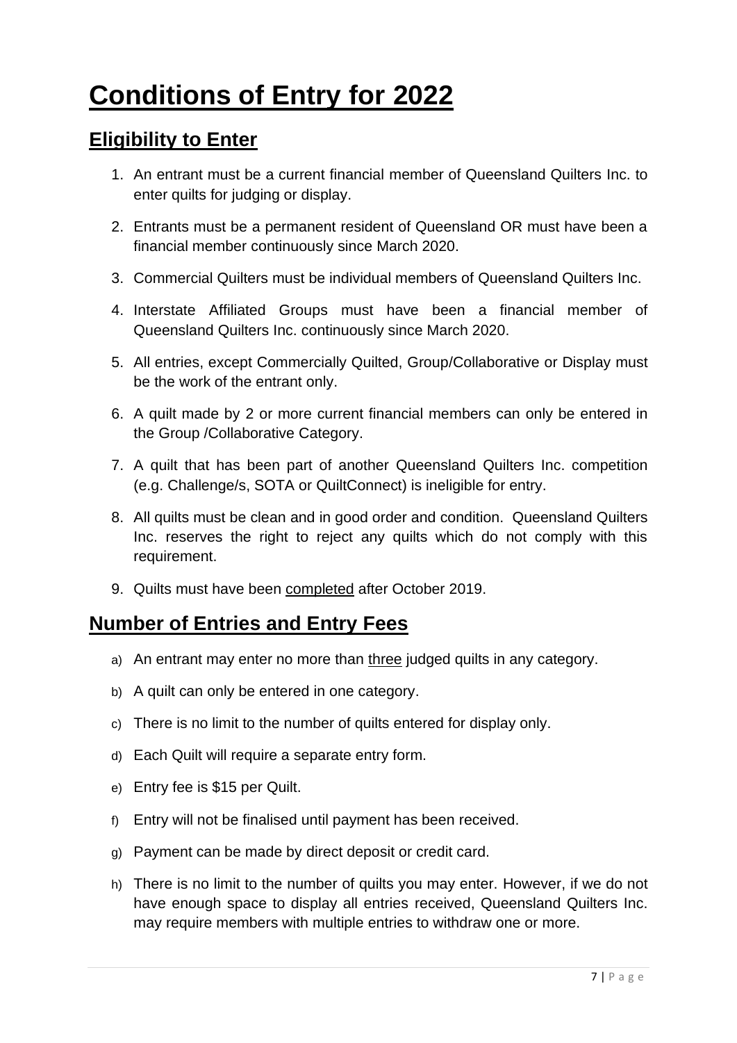# Conditions of Entry for 2022

## Eligibility to Enter

1. An entrant must be a current financial member of Queensland Quilters Inc. to enter quilts for judging or display.
2. Entrants must be a permanent resident of Queensland OR must have been a financial member continuously since March 2020.
3. Commercial Quilters must be individual members of Queensland Quilters Inc.
4. Interstate Affiliated Groups must have been a financial member of Queensland Quilters Inc. continuously since March 2020.
5. All entries, except Commercially Quilted, Group/Collaborative or Display must be the work of the entrant only.
6. A quilt made by 2 or more current financial members can only be entered in the Group /Collaborative Category.
7. A quilt that has been part of another Queensland Quilters Inc. competition (e.g. Challenge/s, SOTA or QuiltConnect) is ineligible for entry.
8. All quilts must be clean and in good order and condition. Queensland Quilters Inc. reserves the right to reject any quilts which do not comply with this requirement.
9. Quilts must have been <u>completed</u> after October 2019.

## Number of Entries and Entry Fees

a) An entrant may enter no more than <u>three</u> judged quilts in any category.

b) A quilt can only be entered in one category.

c) There is no limit to the number of quilts entered for display only.

d) Each Quilt will require a separate entry form.

e) Entry fee is $15 per Quilt.

f) Entry will not be finalised until payment has been received.

g) Payment can be made by direct deposit or credit card.

h) There is no limit to the number of quilts you may enter. However, if we do not have enough space to display all entries received, Queensland Quilters Inc. may require members with multiple entries to withdraw one or more.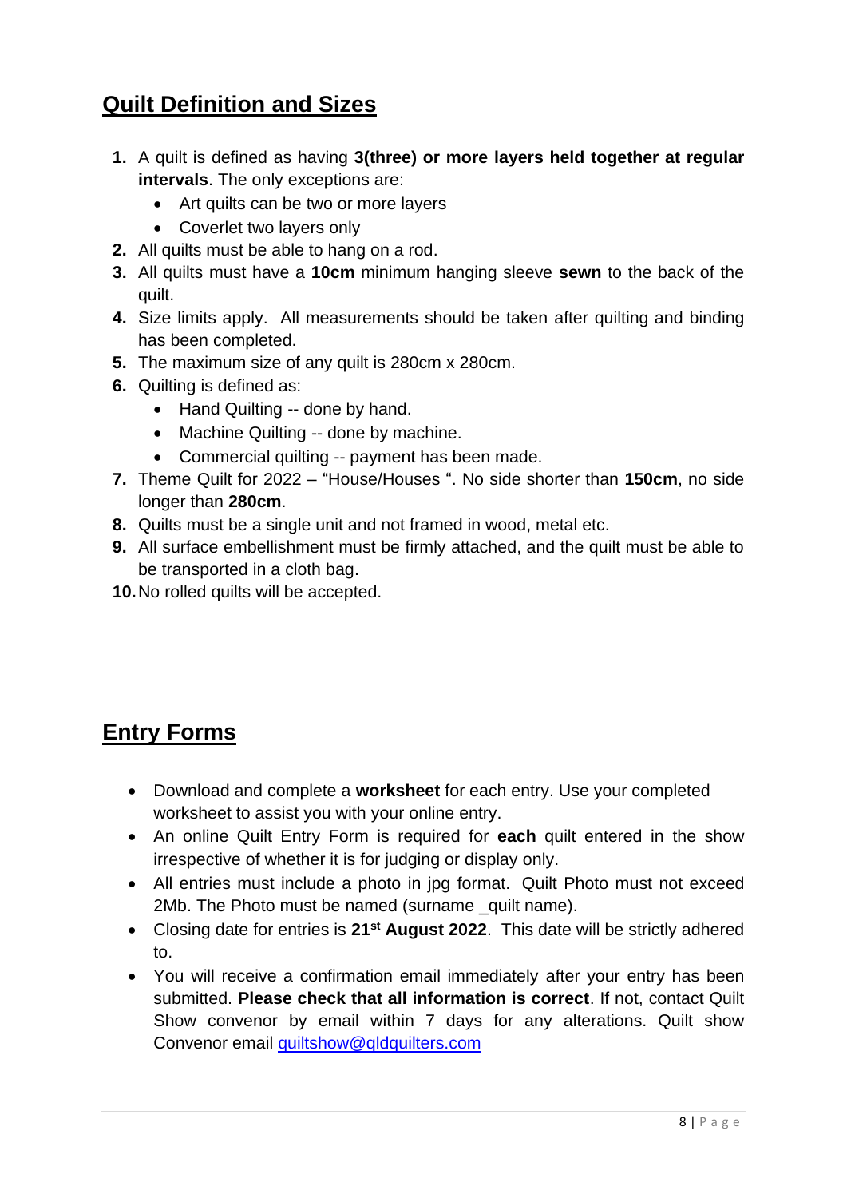## Quilt Definition and Sizes

1. A quilt is defined as having **3(three) or more layers held together at regular intervals**. The only exceptions are:
   - Art quilts can be two or more layers
   - Coverlet two layers only
2. All quilts must be able to hang on a rod.
3. All quilts must have a **10cm** minimum hanging sleeve **sewn** to the back of the quilt.
4. Size limits apply. All measurements should be taken after quilting and binding has been completed.
5. The maximum size of any quilt is 280cm x 280cm.
6. Quilting is defined as:
   - Hand Quilting -- done by hand.
   - Machine Quilting -- done by machine.
   - Commercial quilting -- payment has been made.
7. Theme Quilt for 2022 – "House/Houses ". No side shorter than **150cm**, no side longer than **280cm**.
8. Quilts must be a single unit and not framed in wood, metal etc.
9. All surface embellishment must be firmly attached, and the quilt must be able to be transported in a cloth bag.
10. No rolled quilts will be accepted.

## Entry Forms

- Download and complete a **worksheet** for each entry. Use your completed worksheet to assist you with your online entry.
- An online Quilt Entry Form is required for **each** quilt entered in the show irrespective of whether it is for judging or display only.
- All entries must include a photo in jpg format. Quilt Photo must not exceed 2Mb. The Photo must be named (surname _quilt name).
- Closing date for entries is **21st August 2022**. This date will be strictly adhered to.
- You will receive a confirmation email immediately after your entry has been submitted. **Please check that all information is correct**. If not, contact Quilt Show convenor by email within 7 days for any alterations. Quilt show Convenor email quiltshow@qldquilters.com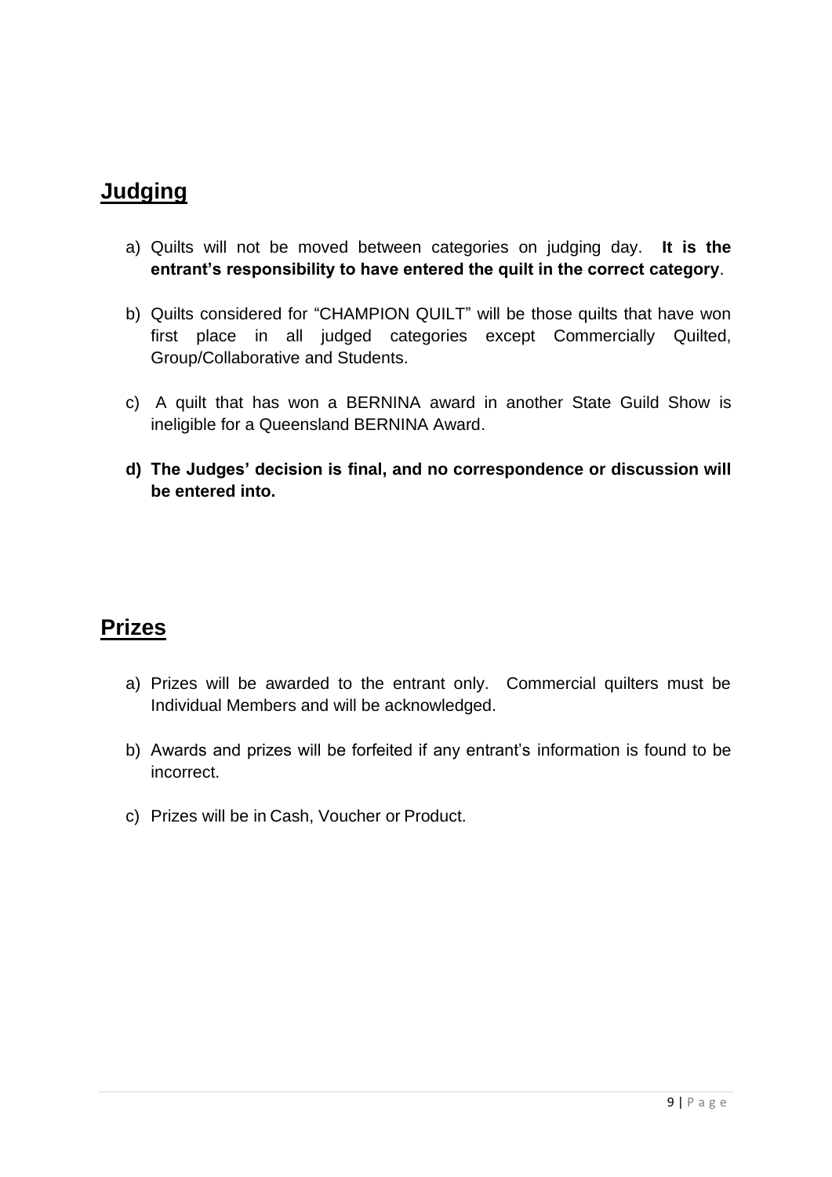## Judging

a) Quilts will not be moved between categories on judging day. **It is the entrant's responsibility to have entered the quilt in the correct category**.

b) Quilts considered for "CHAMPION QUILT" will be those quilts that have won first place in all judged categories except Commercially Quilted, Group/Collaborative and Students.

c) A quilt that has won a BERNINA award in another State Guild Show is ineligible for a Queensland BERNINA Award.

**d) The Judges' decision is final, and no correspondence or discussion will be entered into.**

## Prizes

a) Prizes will be awarded to the entrant only. Commercial quilters must be Individual Members and will be acknowledged.

b) Awards and prizes will be forfeited if any entrant's information is found to be incorrect.

c) Prizes will be in Cash, Voucher or Product.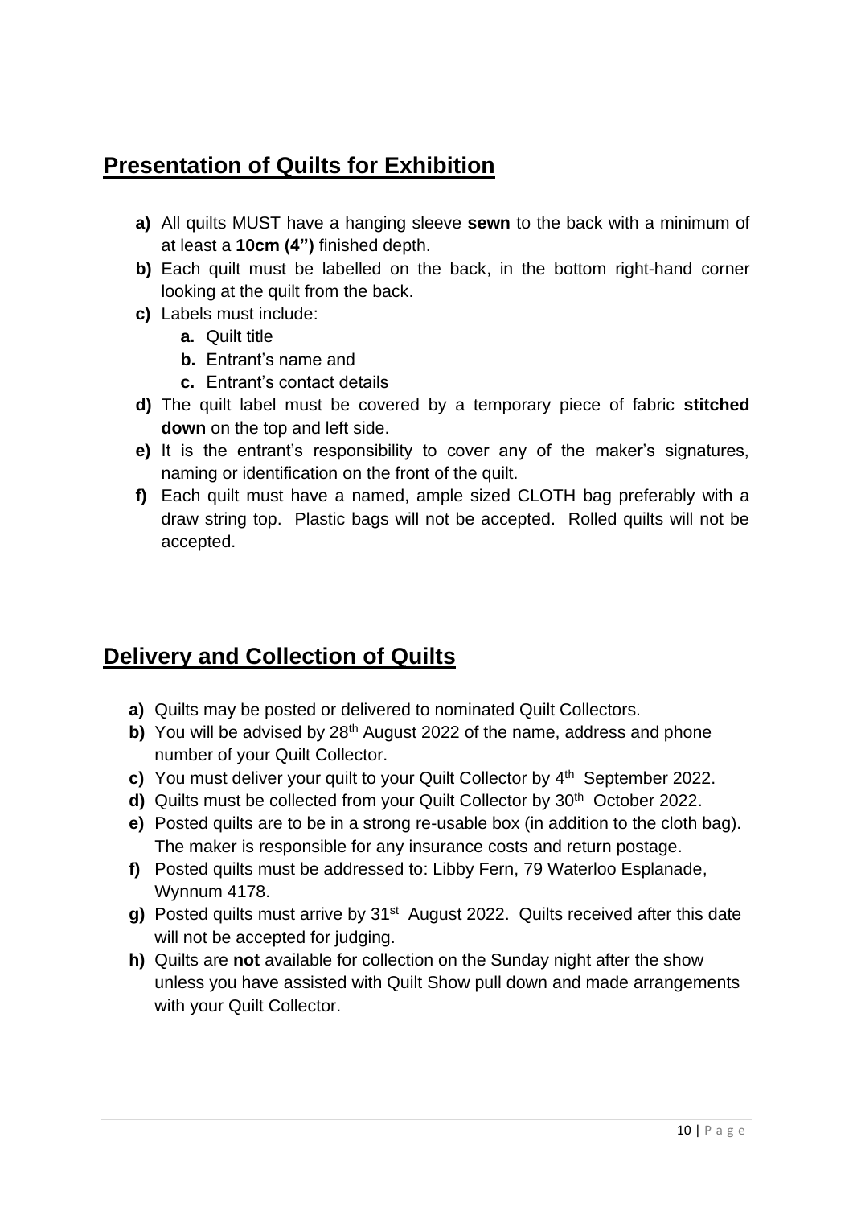## Presentation of Quilts for Exhibition

- **a)** All quilts MUST have a hanging sleeve **sewn** to the back with a minimum of at least a **10cm (4")** finished depth.
- **b)** Each quilt must be labelled on the back, in the bottom right-hand corner looking at the quilt from the back.
- **c)** Labels must include:
    - **a.** Quilt title
    - **b.** Entrant's name and
    - **c.** Entrant's contact details
- **d)** The quilt label must be covered by a temporary piece of fabric **stitched down** on the top and left side.
- **e)** It is the entrant's responsibility to cover any of the maker's signatures, naming or identification on the front of the quilt.
- **f)** Each quilt must have a named, ample sized CLOTH bag preferably with a draw string top. Plastic bags will not be accepted. Rolled quilts will not be accepted.

## Delivery and Collection of Quilts

- **a)** Quilts may be posted or delivered to nominated Quilt Collectors.
- **b)** You will be advised by 28th August 2022 of the name, address and phone number of your Quilt Collector.
- **c)** You must deliver your quilt to your Quilt Collector by 4th September 2022.
- **d)** Quilts must be collected from your Quilt Collector by 30th October 2022.
- **e)** Posted quilts are to be in a strong re-usable box (in addition to the cloth bag). The maker is responsible for any insurance costs and return postage.
- **f)** Posted quilts must be addressed to: Libby Fern, 79 Waterloo Esplanade, Wynnum 4178.
- **g)** Posted quilts must arrive by 31st August 2022. Quilts received after this date will not be accepted for judging.
- **h)** Quilts are **not** available for collection on the Sunday night after the show unless you have assisted with Quilt Show pull down and made arrangements with your Quilt Collector.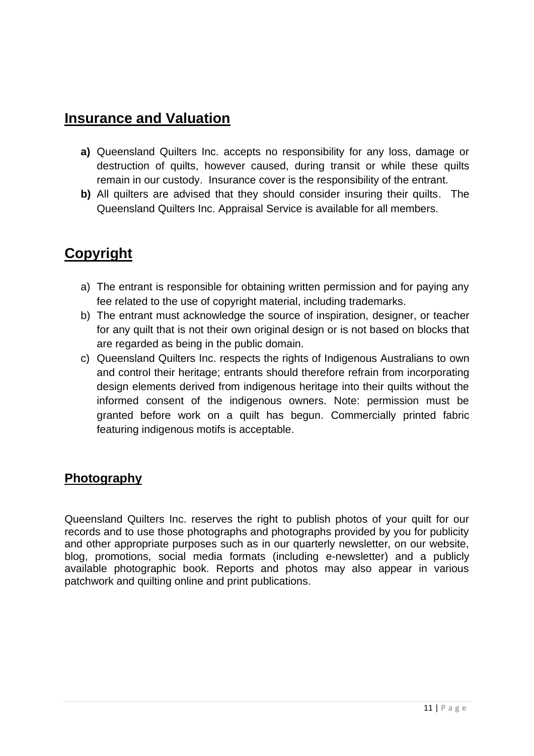## Insurance and Valuation

**a)** Queensland Quilters Inc. accepts no responsibility for any loss, damage or destruction of quilts, however caused, during transit or while these quilts remain in our custody. Insurance cover is the responsibility of the entrant.

**b)** All quilters are advised that they should consider insuring their quilts. The Queensland Quilters Inc. Appraisal Service is available for all members.

## Copyright

a) The entrant is responsible for obtaining written permission and for paying any fee related to the use of copyright material, including trademarks.

b) The entrant must acknowledge the source of inspiration, designer, or teacher for any quilt that is not their own original design or is not based on blocks that are regarded as being in the public domain.

c) Queensland Quilters Inc. respects the rights of Indigenous Australians to own and control their heritage; entrants should therefore refrain from incorporating design elements derived from indigenous heritage into their quilts without the informed consent of the indigenous owners. Note: permission must be granted before work on a quilt has begun. Commercially printed fabric featuring indigenous motifs is acceptable.

### Photography

Queensland Quilters Inc. reserves the right to publish photos of your quilt for our records and to use those photographs and photographs provided by you for publicity and other appropriate purposes such as in our quarterly newsletter, on our website, blog, promotions, social media formats (including e-newsletter) and a publicly available photographic book. Reports and photos may also appear in various patchwork and quilting online and print publications.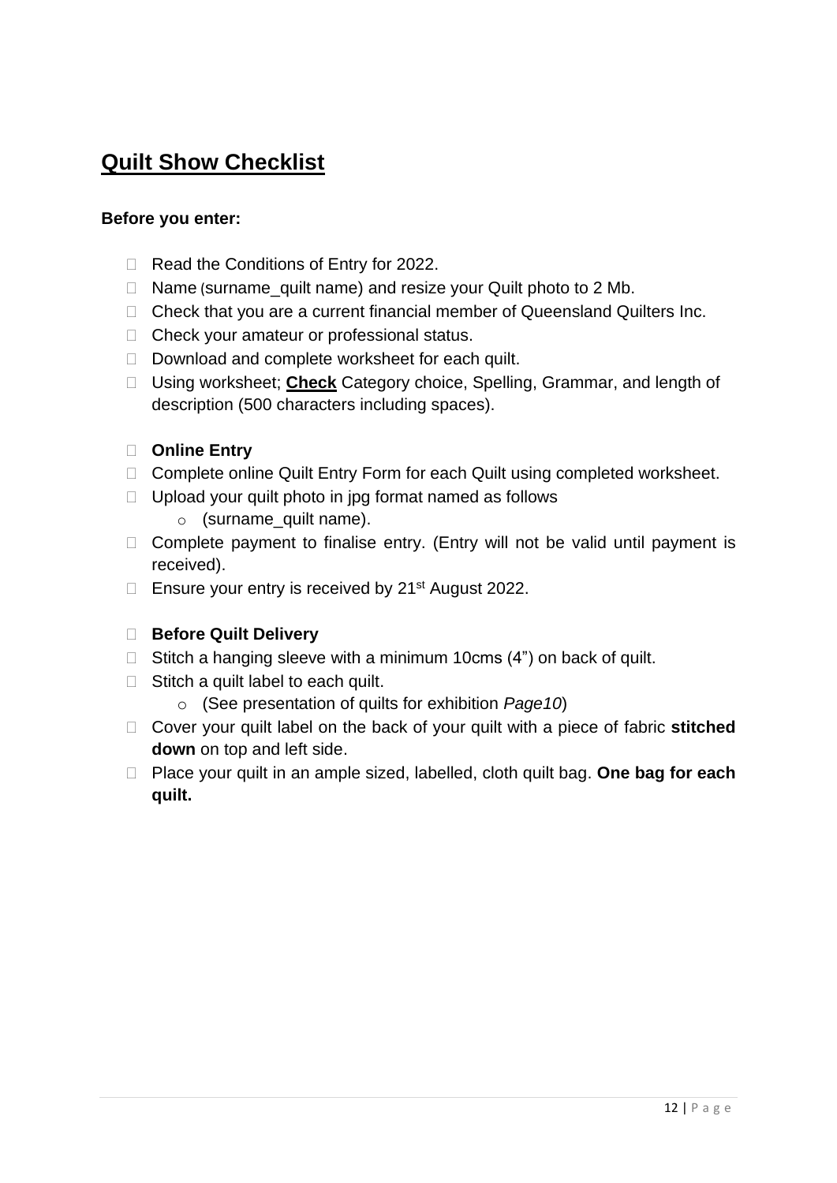## Quilt Show Checklist

**Before you enter:**

- Read the Conditions of Entry for 2022.
- Name (surname_quilt name) and resize your Quilt photo to 2 Mb.
- Check that you are a current financial member of Queensland Quilters Inc.
- Check your amateur or professional status.
- Download and complete worksheet for each quilt.
- Using worksheet; **Check** Category choice, Spelling, Grammar, and length of description (500 characters including spaces).

- **Online Entry**
- Complete online Quilt Entry Form for each Quilt using completed worksheet.
- Upload your quilt photo in jpg format named as follows
  - (surname_quilt name).
- Complete payment to finalise entry. (Entry will not be valid until payment is received).
- Ensure your entry is received by 21st August 2022.

- **Before Quilt Delivery**
- Stitch a hanging sleeve with a minimum 10cms (4") on back of quilt.
- Stitch a quilt label to each quilt.
  - (See presentation of quilts for exhibition *Page10*)
- Cover your quilt label on the back of your quilt with a piece of fabric **stitched down** on top and left side.
- Place your quilt in an ample sized, labelled, cloth quilt bag. **One bag for each quilt.**